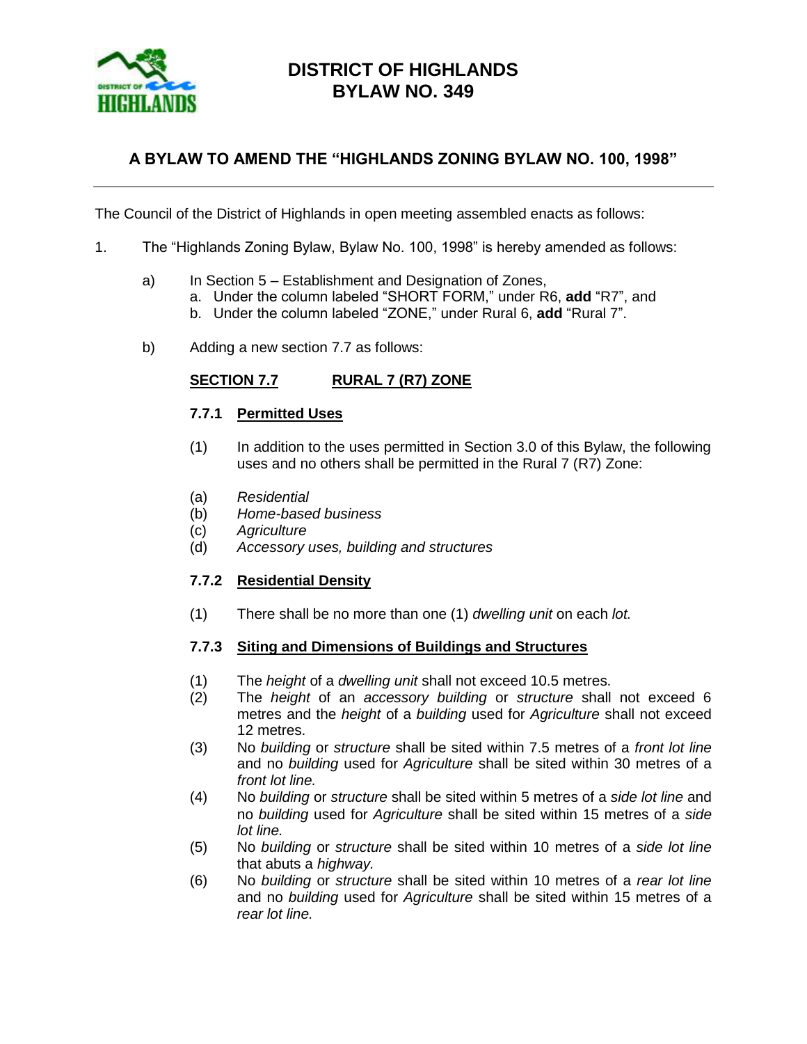# DISTRICT OF HIGHLANDS
# BYLAW NO. 349

## A BYLAW TO AMEND THE "HIGHLANDS ZONING BYLAW NO. 100, 1998"

---

The Council of the District of Highlands in open meeting assembled enacts as follows:

1. The "Highlands Zoning Bylaw, Bylaw No. 100, 1998" is hereby amended as follows:

   a) In Section 5 – Establishment and Designation of Zones,
      a. Under the column labeled "SHORT FORM," under R6, **add** "R7", and
      b. Under the column labeled "ZONE," under Rural 6, **add** "Rural 7".

   b) Adding a new section 7.7 as follows:

### SECTION 7.7 RURAL 7 (R7) ZONE

#### 7.7.1 Permitted Uses

(1) In addition to the uses permitted in Section 3.0 of this Bylaw, the following uses and no others shall be permitted in the Rural 7 (R7) Zone:

(a) *Residential*
(b) *Home-based business*
(c) *Agriculture*
(d) *Accessory uses, building and structures*

#### 7.7.2 Residential Density

(1) There shall be no more than one (1) *dwelling unit* on each *lot.*

#### 7.7.3 Siting and Dimensions of Buildings and Structures

(1) The *height* of a *dwelling unit* shall not exceed 10.5 metres.
(2) The *height* of an *accessory building* or *structure* shall not exceed 6 metres and the *height* of a *building* used for *Agriculture* shall not exceed 12 metres.
(3) No *building* or *structure* shall be sited within 7.5 metres of a *front lot line* and no *building* used for *Agriculture* shall be sited within 30 metres of a *front lot line.*
(4) No *building* or *structure* shall be sited within 5 metres of a *side lot line* and no *building* used for *Agriculture* shall be sited within 15 metres of a *side lot line.*
(5) No *building* or *structure* shall be sited within 10 metres of a *side lot line* that abuts a *highway.*
(6) No *building* or *structure* shall be sited within 10 metres of a *rear lot line* and no *building* used for *Agriculture* shall be sited within 15 metres of a *rear lot line.*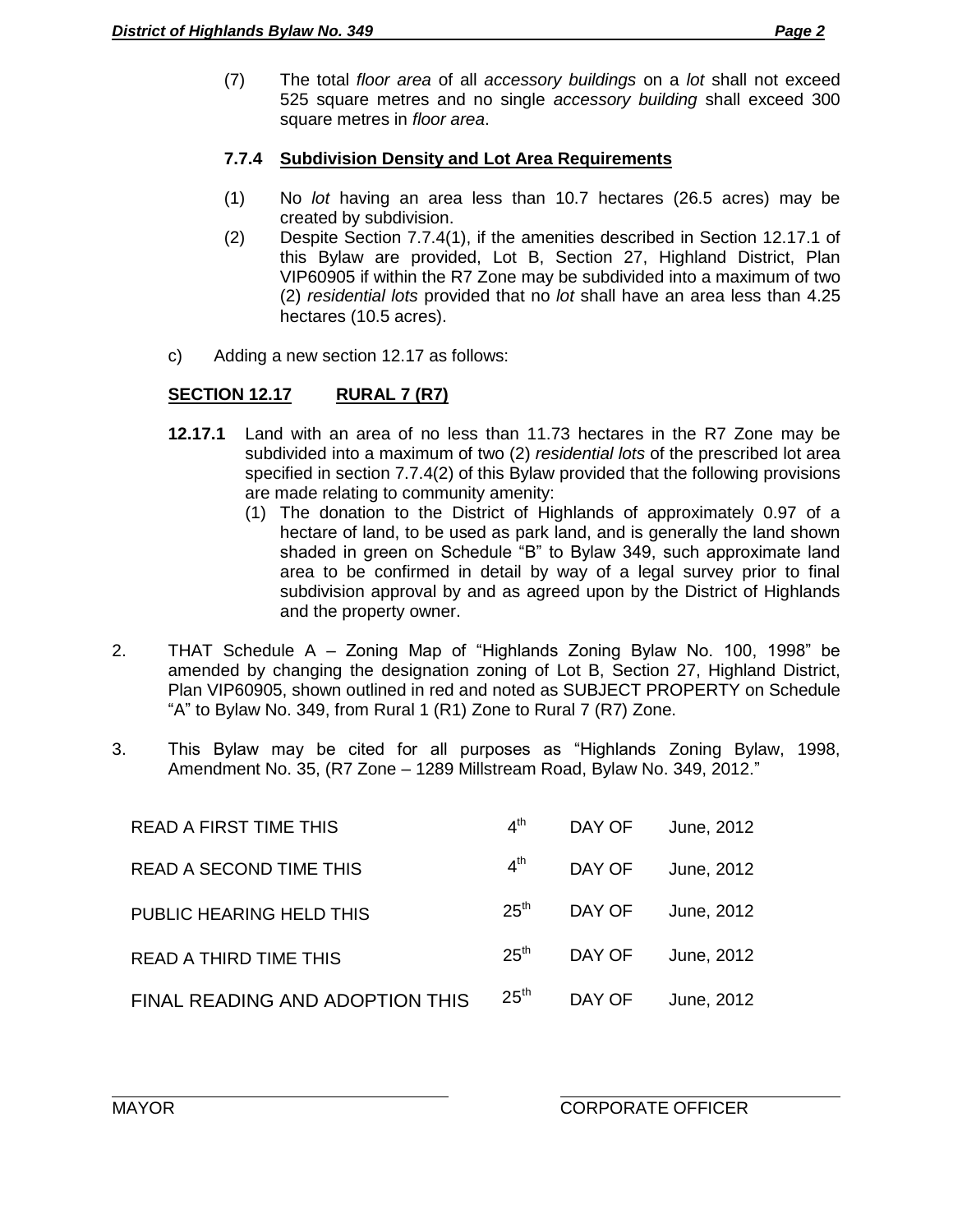(7) The total *floor area* of all *accessory buildings* on a *lot* shall not exceed 525 square metres and no single *accessory building* shall exceed 300 square metres in *floor area*.

**7.7.4 Subdivision Density and Lot Area Requirements**

(1) No *lot* having an area less than 10.7 hectares (26.5 acres) may be created by subdivision.

(2) Despite Section 7.7.4(1), if the amenities described in Section 12.17.1 of this Bylaw are provided, Lot B, Section 27, Highland District, Plan VIP60905 if within the R7 Zone may be subdivided into a maximum of two (2) *residential lots* provided that no *lot* shall have an area less than 4.25 hectares (10.5 acres).

c) Adding a new section 12.17 as follows:

**SECTION 12.17 RURAL 7 (R7)**

**12.17.1** Land with an area of no less than 11.73 hectares in the R7 Zone may be subdivided into a maximum of two (2) *residential lots* of the prescribed lot area specified in section 7.7.4(2) of this Bylaw provided that the following provisions are made relating to community amenity:

(1) The donation to the District of Highlands of approximately 0.97 of a hectare of land, to be used as park land, and is generally the land shown shaded in green on Schedule "B" to Bylaw 349, such approximate land area to be confirmed in detail by way of a legal survey prior to final subdivision approval by and as agreed upon by the District of Highlands and the property owner.

2. THAT Schedule A – Zoning Map of "Highlands Zoning Bylaw No. 100, 1998" be amended by changing the designation zoning of Lot B, Section 27, Highland District, Plan VIP60905, shown outlined in red and noted as SUBJECT PROPERTY on Schedule "A" to Bylaw No. 349, from Rural 1 (R1) Zone to Rural 7 (R7) Zone.

3. This Bylaw may be cited for all purposes as "Highlands Zoning Bylaw, 1998, Amendment No. 35, (R7 Zone – 1289 Millstream Road, Bylaw No. 349, 2012."

| | | | |
|---|---|---|---|
| READ A FIRST TIME THIS | 4th | DAY OF | June, 2012 |
| READ A SECOND TIME THIS | 4th | DAY OF | June, 2012 |
| PUBLIC HEARING HELD THIS | 25th | DAY OF | June, 2012 |
| READ A THIRD TIME THIS | 25th | DAY OF | June, 2012 |
| FINAL READING AND ADOPTION THIS | 25th | DAY OF | June, 2012 |

MAYOR

CORPORATE OFFICER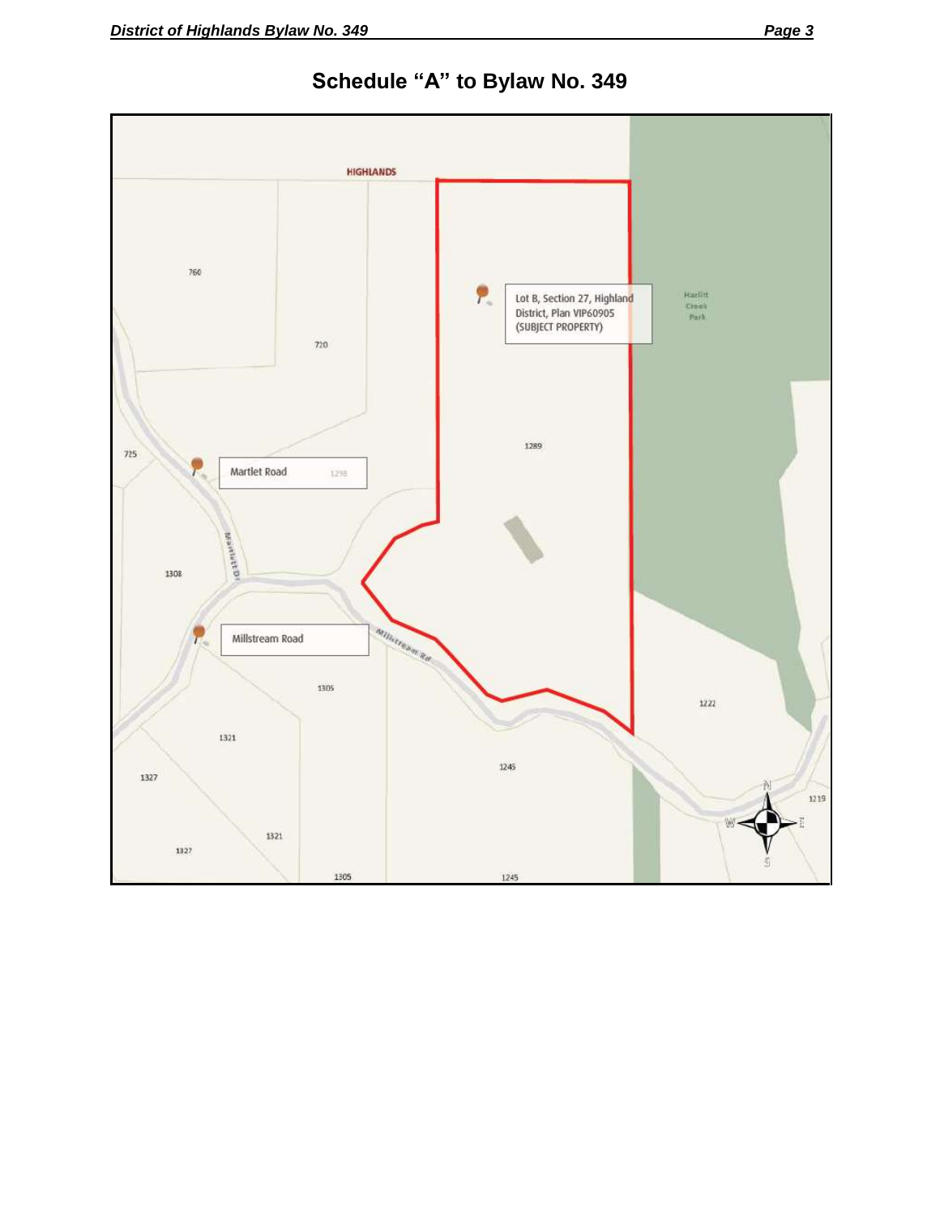# Schedule "A" to Bylaw No. 349

HIGHLANDS

760

720

Lot B, Section 27, Highland District, Plan VIP60905 (SUBJECT PROPERTY)

Hazlitt Creek Park

1289

725

Martlet Road

1298

Martlett Dr

1308

Millstream Road

Millstream Rd

1305

1222

1321

1245

1327

1219

1321

1327

1305

1245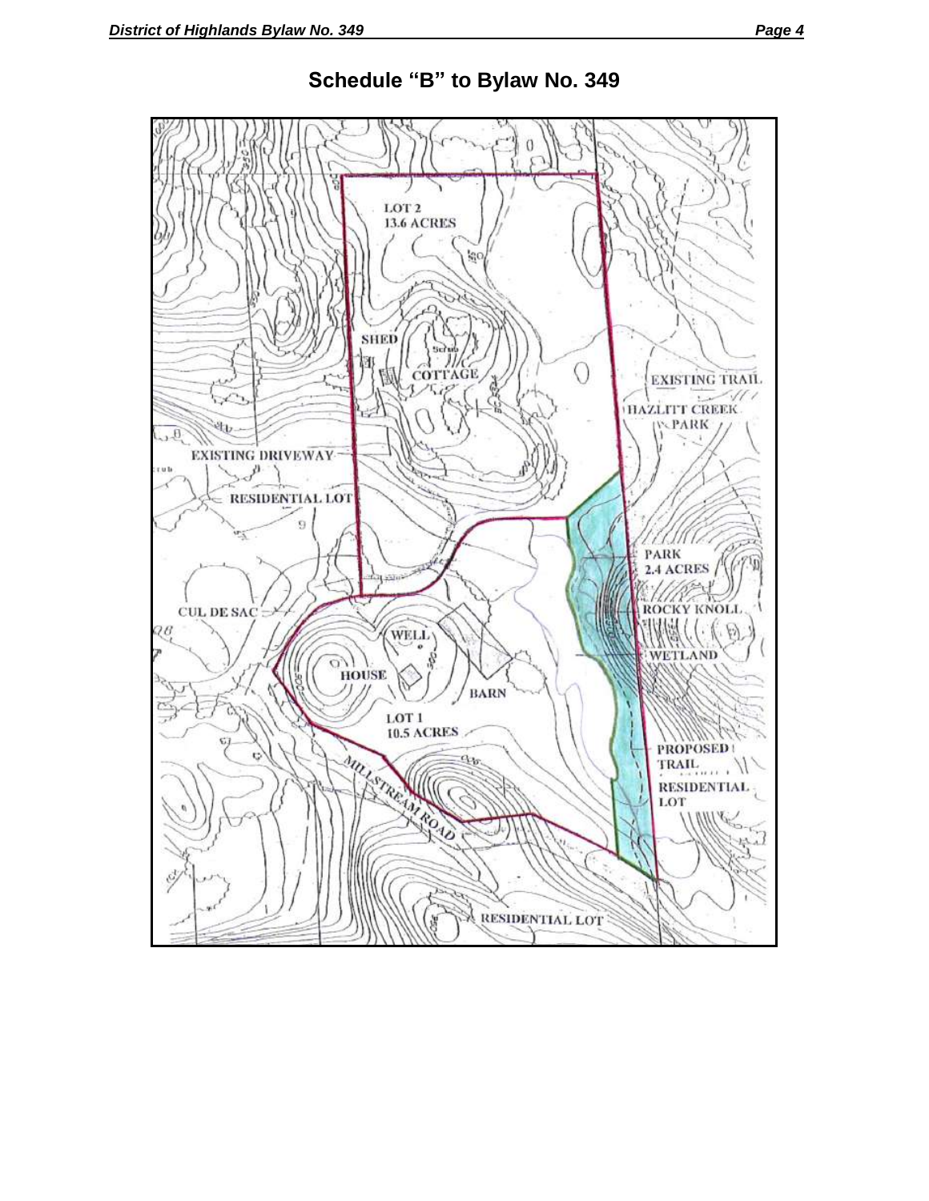# Schedule "B" to Bylaw No. 349

LOT 2
13.6 ACRES

SHED

COTTAGE

EXISTING TRAIL

HAZLITT CREEK PARK

EXISTING DRIVEWAY

RESIDENTIAL LOT

PARK
2.4 ACRES

ROCKY KNOLL

CUL DE SAC

WELL

HOUSE

WETLAND

BARN

LOT 1
10.5 ACRES

PROPOSED TRAIL

RESIDENTIAL LOT

MILLSTREAM ROAD

RESIDENTIAL LOT